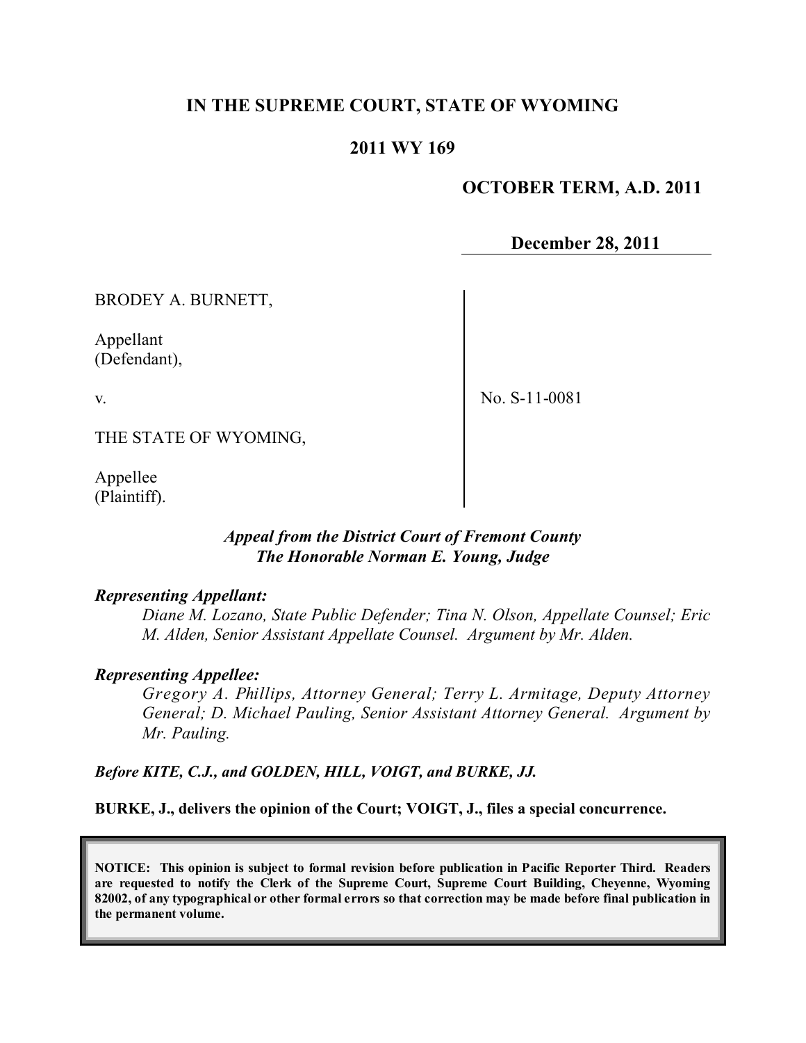**IN THE SUPREME COURT, STATE OF WYOMING**

**2011 WY 169**

**OCTOBER TERM, A.D. 2011**

**December 28, 2011**

BRODEY A. BURNETT,

Appellant
(Defendant),

v.

THE STATE OF WYOMING,

Appellee
(Plaintiff).

No. S-11-0081

***Appeal from the District Court of Fremont County***
***The Honorable Norman E. Young, Judge***

***Representing Appellant:***

*Diane M. Lozano, State Public Defender; Tina N. Olson, Appellate Counsel; Eric M. Alden, Senior Assistant Appellate Counsel. Argument by Mr. Alden.*

***Representing Appellee:***

*Gregory A. Phillips, Attorney General; Terry L. Armitage, Deputy Attorney General; D. Michael Pauling, Senior Assistant Attorney General. Argument by Mr. Pauling.*

***Before KITE, C.J., and GOLDEN, HILL, VOIGT, and BURKE, JJ.***

**BURKE, J., delivers the opinion of the Court; VOIGT, J., files a special concurrence.**

**NOTICE: This opinion is subject to formal revision before publication in Pacific Reporter Third. Readers are requested to notify the Clerk of the Supreme Court, Supreme Court Building, Cheyenne, Wyoming 82002, of any typographical or other formal errors so that correction may be made before final publication in the permanent volume.**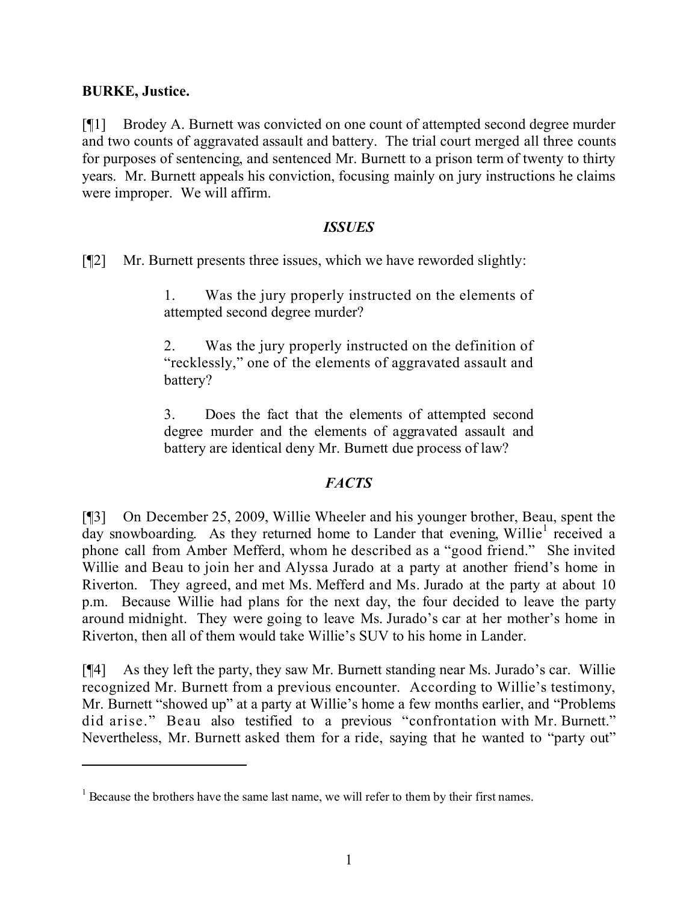**BURKE, Justice.**

[¶1] Brodey A. Burnett was convicted on one count of attempted second degree murder and two counts of aggravated assault and battery. The trial court merged all three counts for purposes of sentencing, and sentenced Mr. Burnett to a prison term of twenty to thirty years. Mr. Burnett appeals his conviction, focusing mainly on jury instructions he claims were improper. We will affirm.

## *ISSUES*

[¶2] Mr. Burnett presents three issues, which we have reworded slightly:

> 1. Was the jury properly instructed on the elements of attempted second degree murder?
>
> 2. Was the jury properly instructed on the definition of "recklessly," one of the elements of aggravated assault and battery?
>
> 3. Does the fact that the elements of attempted second degree murder and the elements of aggravated assault and battery are identical deny Mr. Burnett due process of law?

## *FACTS*

[¶3] On December 25, 2009, Willie Wheeler and his younger brother, Beau, spent the day snowboarding. As they returned home to Lander that evening, Willie[1] received a phone call from Amber Mefferd, whom he described as a "good friend." She invited Willie and Beau to join her and Alyssa Jurado at a party at another friend's home in Riverton. They agreed, and met Ms. Mefferd and Ms. Jurado at the party at about 10 p.m. Because Willie had plans for the next day, the four decided to leave the party around midnight. They were going to leave Ms. Jurado's car at her mother's home in Riverton, then all of them would take Willie's SUV to his home in Lander.

[¶4] As they left the party, they saw Mr. Burnett standing near Ms. Jurado's car. Willie recognized Mr. Burnett from a previous encounter. According to Willie's testimony, Mr. Burnett "showed up" at a party at Willie's home a few months earlier, and "Problems did arise." Beau also testified to a previous "confrontation with Mr. Burnett." Nevertheless, Mr. Burnett asked them for a ride, saying that he wanted to "party out"

---

[1] Because the brothers have the same last name, we will refer to them by their first names.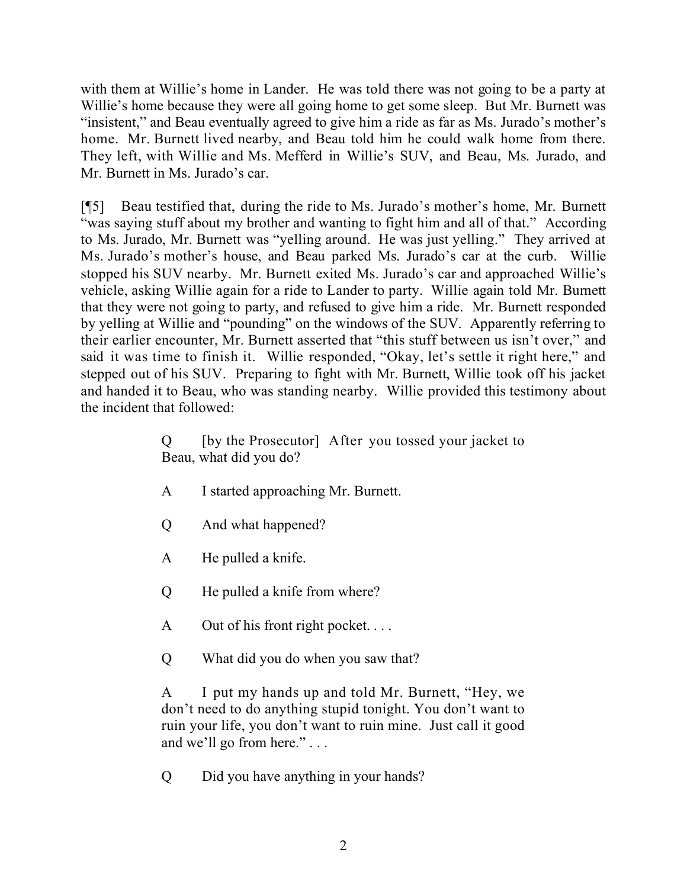with them at Willie's home in Lander. He was told there was not going to be a party at Willie's home because they were all going home to get some sleep. But Mr. Burnett was "insistent," and Beau eventually agreed to give him a ride as far as Ms. Jurado's mother's home. Mr. Burnett lived nearby, and Beau told him he could walk home from there. They left, with Willie and Ms. Mefferd in Willie's SUV, and Beau, Ms. Jurado, and Mr. Burnett in Ms. Jurado's car.

[¶5] Beau testified that, during the ride to Ms. Jurado's mother's home, Mr. Burnett "was saying stuff about my brother and wanting to fight him and all of that." According to Ms. Jurado, Mr. Burnett was "yelling around. He was just yelling." They arrived at Ms. Jurado's mother's house, and Beau parked Ms. Jurado's car at the curb. Willie stopped his SUV nearby. Mr. Burnett exited Ms. Jurado's car and approached Willie's vehicle, asking Willie again for a ride to Lander to party. Willie again told Mr. Burnett that they were not going to party, and refused to give him a ride. Mr. Burnett responded by yelling at Willie and "pounding" on the windows of the SUV. Apparently referring to their earlier encounter, Mr. Burnett asserted that "this stuff between us isn't over," and said it was time to finish it. Willie responded, "Okay, let's settle it right here," and stepped out of his SUV. Preparing to fight with Mr. Burnett, Willie took off his jacket and handed it to Beau, who was standing nearby. Willie provided this testimony about the incident that followed:

> Q [by the Prosecutor] After you tossed your jacket to Beau, what did you do?
>
> A I started approaching Mr. Burnett.
>
> Q And what happened?
>
> A He pulled a knife.
>
> Q He pulled a knife from where?
>
> A Out of his front right pocket. . . .
>
> Q What did you do when you saw that?
>
> A I put my hands up and told Mr. Burnett, "Hey, we don't need to do anything stupid tonight. You don't want to ruin your life, you don't want to ruin mine. Just call it good and we'll go from here." . . .
>
> Q Did you have anything in your hands?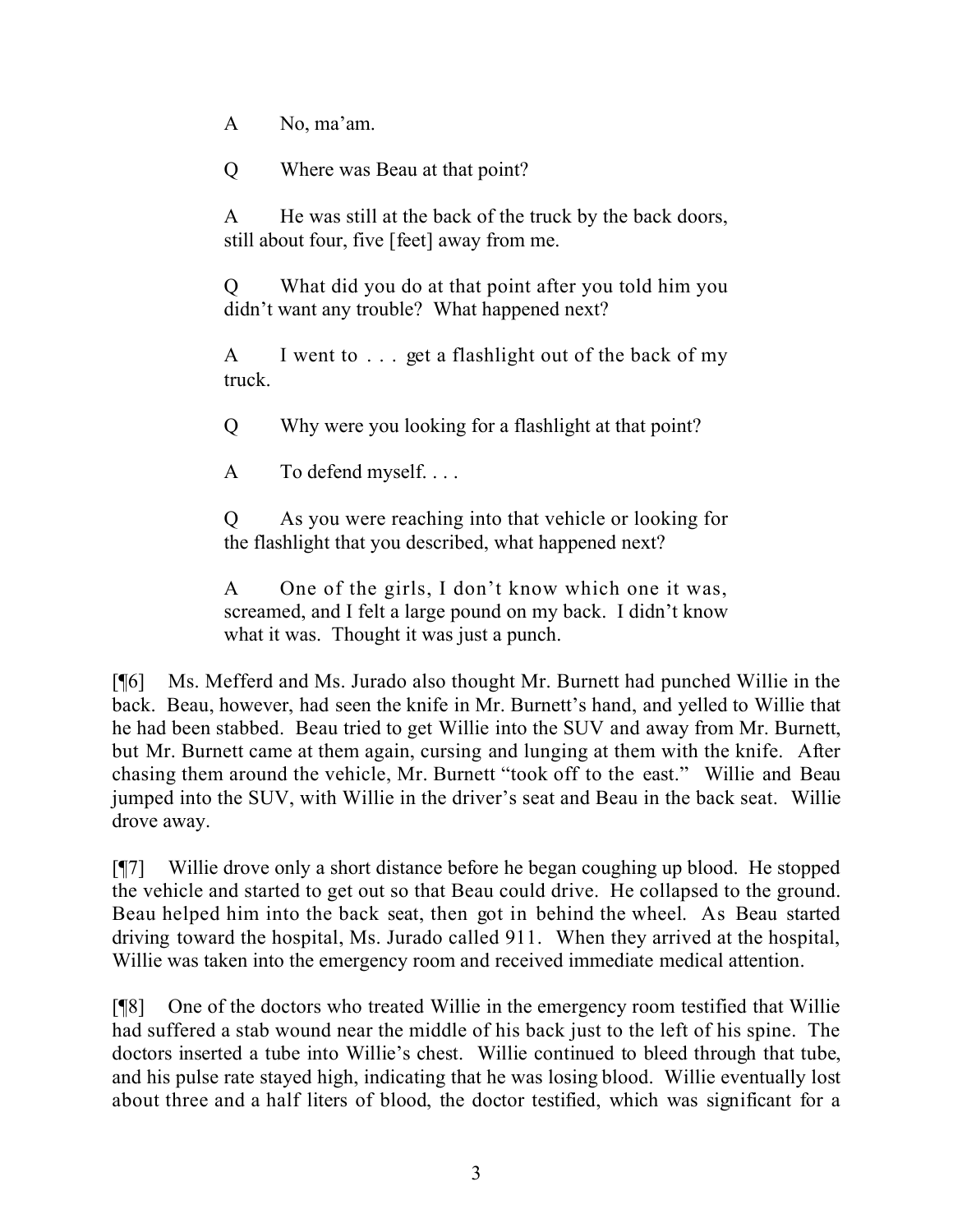A No, ma'am.

Q Where was Beau at that point?

A He was still at the back of the truck by the back doors, still about four, five [feet] away from me.

Q What did you do at that point after you told him you didn't want any trouble? What happened next?

A I went to . . . get a flashlight out of the back of my truck.

Q Why were you looking for a flashlight at that point?

A To defend myself. . . .

Q As you were reaching into that vehicle or looking for the flashlight that you described, what happened next?

A One of the girls, I don't know which one it was, screamed, and I felt a large pound on my back. I didn't know what it was. Thought it was just a punch.

[¶6] Ms. Mefferd and Ms. Jurado also thought Mr. Burnett had punched Willie in the back. Beau, however, had seen the knife in Mr. Burnett's hand, and yelled to Willie that he had been stabbed. Beau tried to get Willie into the SUV and away from Mr. Burnett, but Mr. Burnett came at them again, cursing and lunging at them with the knife. After chasing them around the vehicle, Mr. Burnett "took off to the east." Willie and Beau jumped into the SUV, with Willie in the driver's seat and Beau in the back seat. Willie drove away.

[¶7] Willie drove only a short distance before he began coughing up blood. He stopped the vehicle and started to get out so that Beau could drive. He collapsed to the ground. Beau helped him into the back seat, then got in behind the wheel. As Beau started driving toward the hospital, Ms. Jurado called 911. When they arrived at the hospital, Willie was taken into the emergency room and received immediate medical attention.

[¶8] One of the doctors who treated Willie in the emergency room testified that Willie had suffered a stab wound near the middle of his back just to the left of his spine. The doctors inserted a tube into Willie's chest. Willie continued to bleed through that tube, and his pulse rate stayed high, indicating that he was losing blood. Willie eventually lost about three and a half liters of blood, the doctor testified, which was significant for a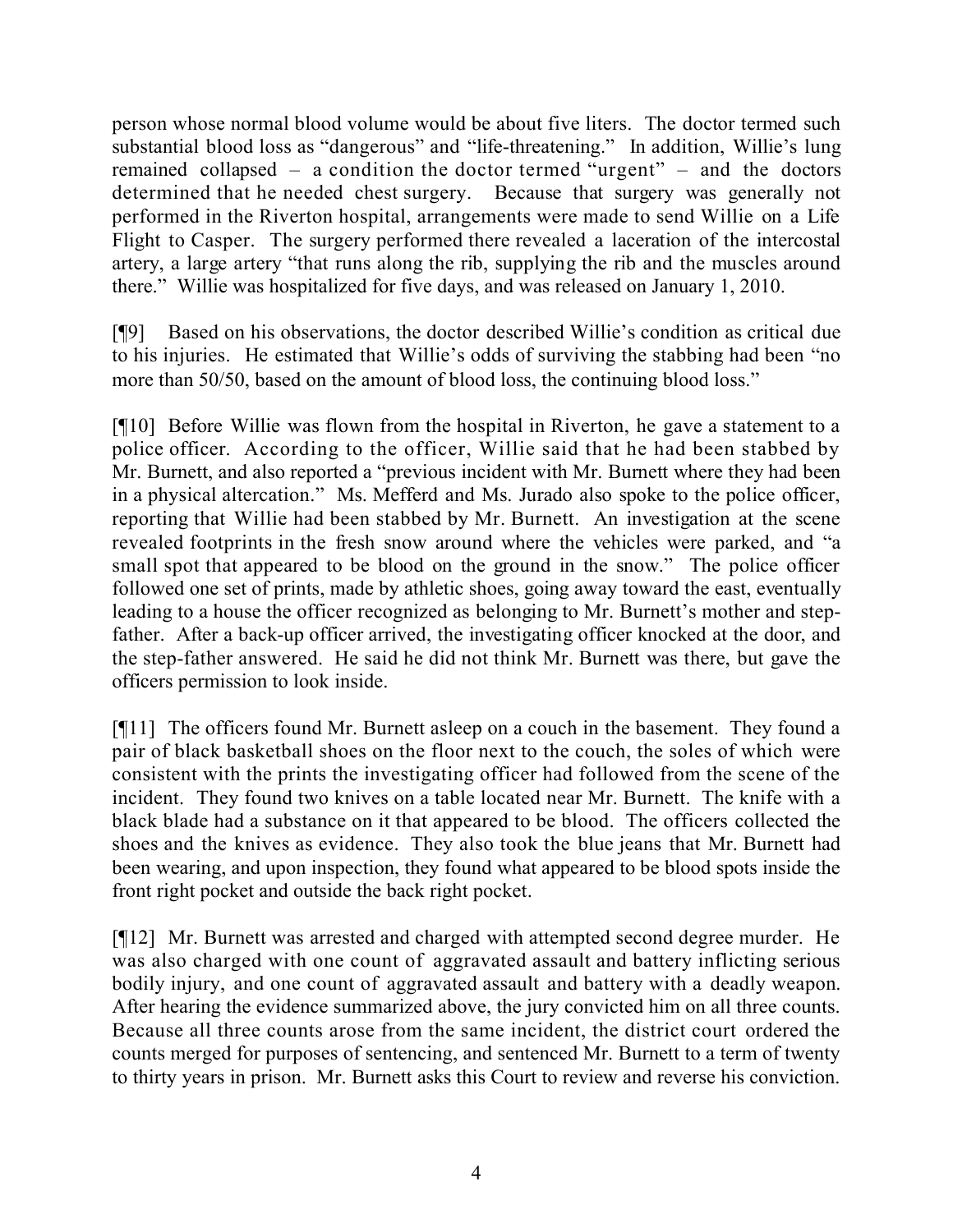person whose normal blood volume would be about five liters. The doctor termed such substantial blood loss as "dangerous" and "life-threatening." In addition, Willie's lung remained collapsed – a condition the doctor termed "urgent" – and the doctors determined that he needed chest surgery. Because that surgery was generally not performed in the Riverton hospital, arrangements were made to send Willie on a Life Flight to Casper. The surgery performed there revealed a laceration of the intercostal artery, a large artery "that runs along the rib, supplying the rib and the muscles around there." Willie was hospitalized for five days, and was released on January 1, 2010.

[¶9] Based on his observations, the doctor described Willie's condition as critical due to his injuries. He estimated that Willie's odds of surviving the stabbing had been "no more than 50/50, based on the amount of blood loss, the continuing blood loss."

[¶10] Before Willie was flown from the hospital in Riverton, he gave a statement to a police officer. According to the officer, Willie said that he had been stabbed by Mr. Burnett, and also reported a "previous incident with Mr. Burnett where they had been in a physical altercation." Ms. Mefferd and Ms. Jurado also spoke to the police officer, reporting that Willie had been stabbed by Mr. Burnett. An investigation at the scene revealed footprints in the fresh snow around where the vehicles were parked, and "a small spot that appeared to be blood on the ground in the snow." The police officer followed one set of prints, made by athletic shoes, going away toward the east, eventually leading to a house the officer recognized as belonging to Mr. Burnett's mother and step-father. After a back-up officer arrived, the investigating officer knocked at the door, and the step-father answered. He said he did not think Mr. Burnett was there, but gave the officers permission to look inside.

[¶11] The officers found Mr. Burnett asleep on a couch in the basement. They found a pair of black basketball shoes on the floor next to the couch, the soles of which were consistent with the prints the investigating officer had followed from the scene of the incident. They found two knives on a table located near Mr. Burnett. The knife with a black blade had a substance on it that appeared to be blood. The officers collected the shoes and the knives as evidence. They also took the blue jeans that Mr. Burnett had been wearing, and upon inspection, they found what appeared to be blood spots inside the front right pocket and outside the back right pocket.

[¶12] Mr. Burnett was arrested and charged with attempted second degree murder. He was also charged with one count of aggravated assault and battery inflicting serious bodily injury, and one count of aggravated assault and battery with a deadly weapon. After hearing the evidence summarized above, the jury convicted him on all three counts. Because all three counts arose from the same incident, the district court ordered the counts merged for purposes of sentencing, and sentenced Mr. Burnett to a term of twenty to thirty years in prison. Mr. Burnett asks this Court to review and reverse his conviction.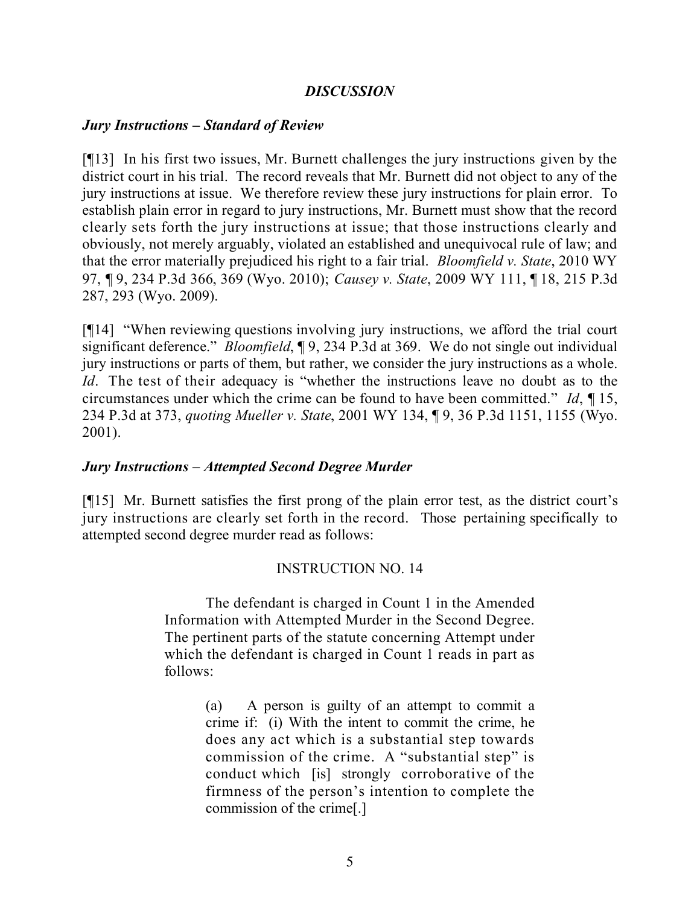## ***DISCUSSION***

### ***Jury Instructions – Standard of Review***

[¶13] In his first two issues, Mr. Burnett challenges the jury instructions given by the district court in his trial. The record reveals that Mr. Burnett did not object to any of the jury instructions at issue. We therefore review these jury instructions for plain error. To establish plain error in regard to jury instructions, Mr. Burnett must show that the record clearly sets forth the jury instructions at issue; that those instructions clearly and obviously, not merely arguably, violated an established and unequivocal rule of law; and that the error materially prejudiced his right to a fair trial. *Bloomfield v. State*, 2010 WY 97, ¶ 9, 234 P.3d 366, 369 (Wyo. 2010); *Causey v. State*, 2009 WY 111, ¶ 18, 215 P.3d 287, 293 (Wyo. 2009).

[¶14] "When reviewing questions involving jury instructions, we afford the trial court significant deference." *Bloomfield*, ¶ 9, 234 P.3d at 369. We do not single out individual jury instructions or parts of them, but rather, we consider the jury instructions as a whole. *Id*. The test of their adequacy is "whether the instructions leave no doubt as to the circumstances under which the crime can be found to have been committed." *Id*, ¶ 15, 234 P.3d at 373, *quoting Mueller v. State*, 2001 WY 134, ¶ 9, 36 P.3d 1151, 1155 (Wyo. 2001).

### ***Jury Instructions – Attempted Second Degree Murder***

[¶15] Mr. Burnett satisfies the first prong of the plain error test, as the district court's jury instructions are clearly set forth in the record. Those pertaining specifically to attempted second degree murder read as follows:

> INSTRUCTION NO. 14
>
> The defendant is charged in Count 1 in the Amended Information with Attempted Murder in the Second Degree. The pertinent parts of the statute concerning Attempt under which the defendant is charged in Count 1 reads in part as follows:
>
> > (a) A person is guilty of an attempt to commit a crime if: (i) With the intent to commit the crime, he does any act which is a substantial step towards commission of the crime. A "substantial step" is conduct which [is] strongly corroborative of the firmness of the person's intention to complete the commission of the crime[.]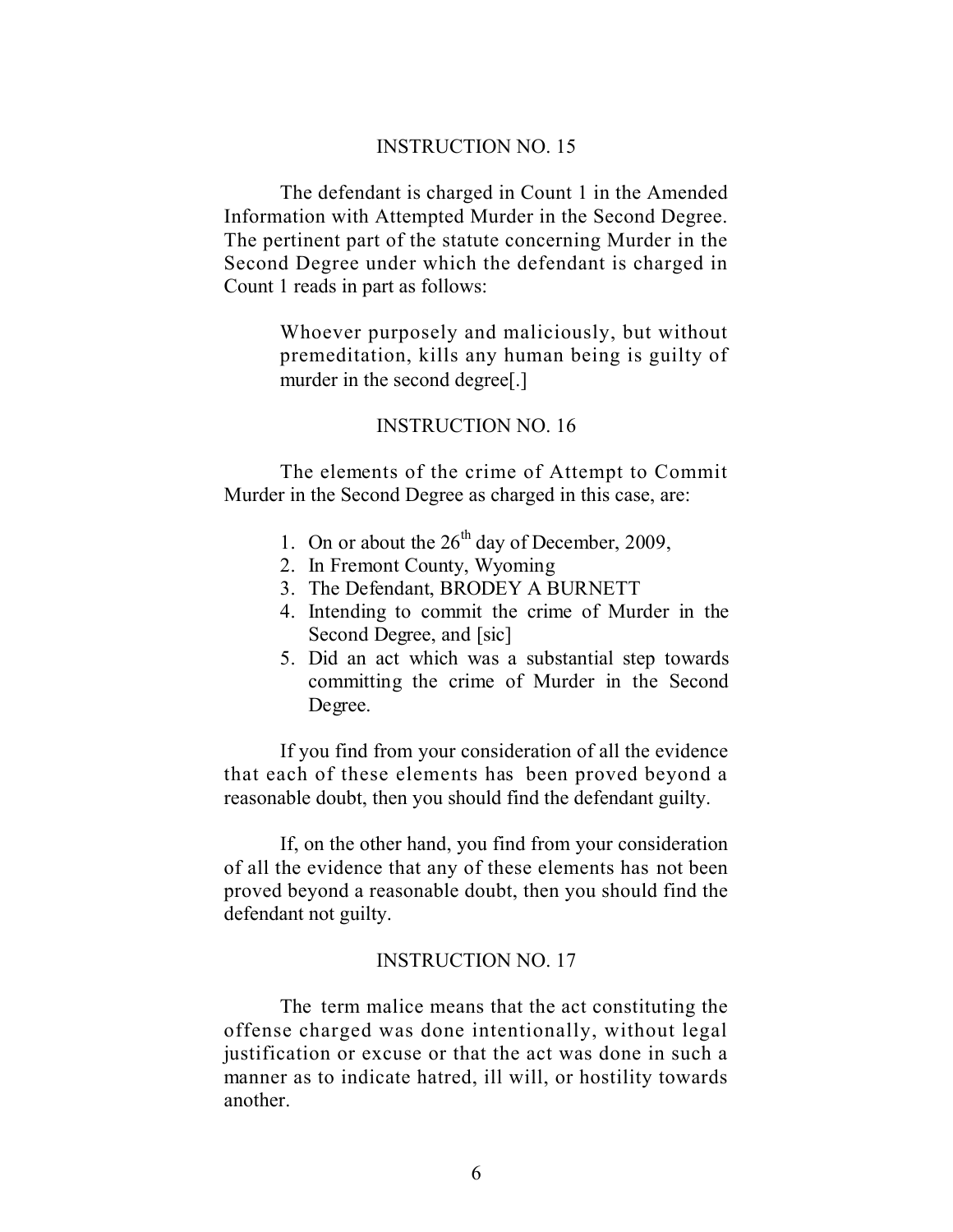INSTRUCTION NO. 15

The defendant is charged in Count 1 in the Amended Information with Attempted Murder in the Second Degree. The pertinent part of the statute concerning Murder in the Second Degree under which the defendant is charged in Count 1 reads in part as follows:

> Whoever purposely and maliciously, but without premeditation, kills any human being is guilty of murder in the second degree[.]

INSTRUCTION NO. 16

The elements of the crime of Attempt to Commit Murder in the Second Degree as charged in this case, are:

1. On or about the 26th day of December, 2009,
2. In Fremont County, Wyoming
3. The Defendant, BRODEY A BURNETT
4. Intending to commit the crime of Murder in the Second Degree, and [sic]
5. Did an act which was a substantial step towards committing the crime of Murder in the Second Degree.

If you find from your consideration of all the evidence that each of these elements has been proved beyond a reasonable doubt, then you should find the defendant guilty.

If, on the other hand, you find from your consideration of all the evidence that any of these elements has not been proved beyond a reasonable doubt, then you should find the defendant not guilty.

INSTRUCTION NO. 17

The term malice means that the act constituting the offense charged was done intentionally, without legal justification or excuse or that the act was done in such a manner as to indicate hatred, ill will, or hostility towards another.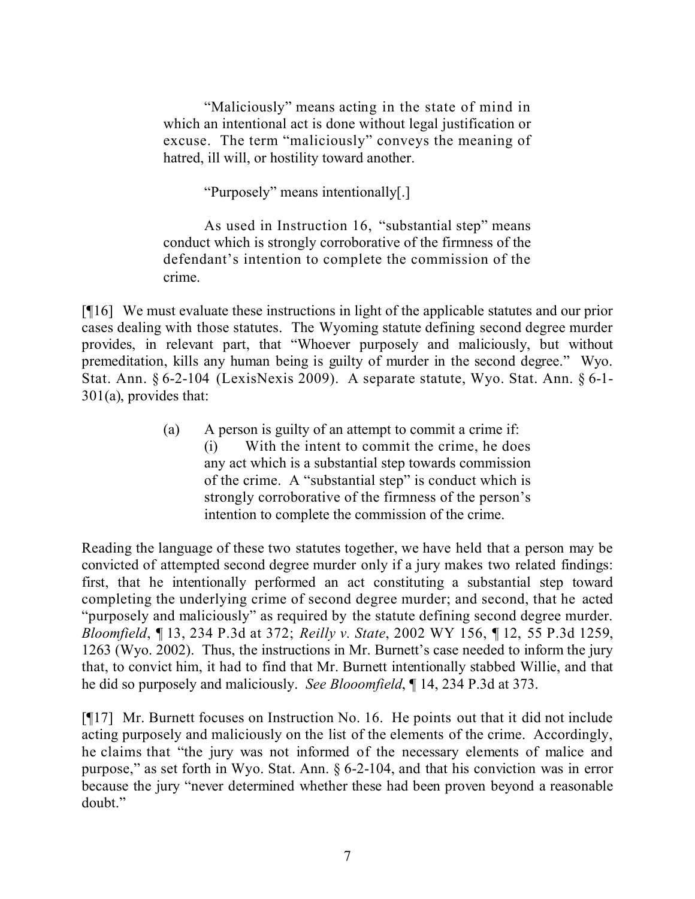> "Maliciously" means acting in the state of mind in which an intentional act is done without legal justification or excuse. The term "maliciously" conveys the meaning of hatred, ill will, or hostility toward another.
>
> "Purposely" means intentionally[.]
>
> As used in Instruction 16, "substantial step" means conduct which is strongly corroborative of the firmness of the defendant's intention to complete the commission of the crime.

[¶16] We must evaluate these instructions in light of the applicable statutes and our prior cases dealing with those statutes. The Wyoming statute defining second degree murder provides, in relevant part, that "Whoever purposely and maliciously, but without premeditation, kills any human being is guilty of murder in the second degree." Wyo. Stat. Ann. § 6-2-104 (LexisNexis 2009). A separate statute, Wyo. Stat. Ann. § 6-1-301(a), provides that:

> (a) A person is guilty of an attempt to commit a crime if:
>
> (i) With the intent to commit the crime, he does any act which is a substantial step towards commission of the crime. A "substantial step" is conduct which is strongly corroborative of the firmness of the person's intention to complete the commission of the crime.

Reading the language of these two statutes together, we have held that a person may be convicted of attempted second degree murder only if a jury makes two related findings: first, that he intentionally performed an act constituting a substantial step toward completing the underlying crime of second degree murder; and second, that he acted "purposely and maliciously" as required by the statute defining second degree murder. *Bloomfield*, ¶ 13, 234 P.3d at 372; *Reilly v. State*, 2002 WY 156, ¶ 12, 55 P.3d 1259, 1263 (Wyo. 2002). Thus, the instructions in Mr. Burnett's case needed to inform the jury that, to convict him, it had to find that Mr. Burnett intentionally stabbed Willie, and that he did so purposely and maliciously. *See Blooomfield*, ¶ 14, 234 P.3d at 373.

[¶17] Mr. Burnett focuses on Instruction No. 16. He points out that it did not include acting purposely and maliciously on the list of the elements of the crime. Accordingly, he claims that "the jury was not informed of the necessary elements of malice and purpose," as set forth in Wyo. Stat. Ann. § 6-2-104, and that his conviction was in error because the jury "never determined whether these had been proven beyond a reasonable doubt."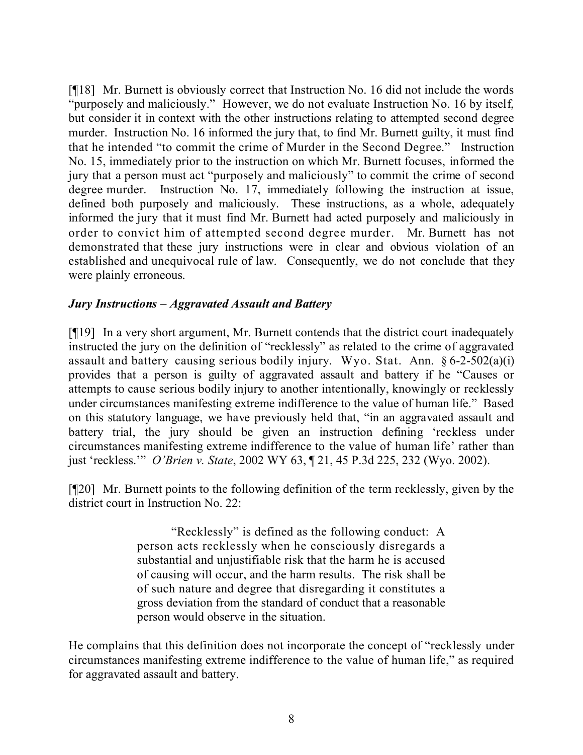[¶18] Mr. Burnett is obviously correct that Instruction No. 16 did not include the words "purposely and maliciously." However, we do not evaluate Instruction No. 16 by itself, but consider it in context with the other instructions relating to attempted second degree murder. Instruction No. 16 informed the jury that, to find Mr. Burnett guilty, it must find that he intended "to commit the crime of Murder in the Second Degree." Instruction No. 15, immediately prior to the instruction on which Mr. Burnett focuses, informed the jury that a person must act "purposely and maliciously" to commit the crime of second degree murder. Instruction No. 17, immediately following the instruction at issue, defined both purposely and maliciously. These instructions, as a whole, adequately informed the jury that it must find Mr. Burnett had acted purposely and maliciously in order to convict him of attempted second degree murder. Mr. Burnett has not demonstrated that these jury instructions were in clear and obvious violation of an established and unequivocal rule of law. Consequently, we do not conclude that they were plainly erroneous.

### *Jury Instructions – Aggravated Assault and Battery*

[¶19] In a very short argument, Mr. Burnett contends that the district court inadequately instructed the jury on the definition of "recklessly" as related to the crime of aggravated assault and battery causing serious bodily injury. Wyo. Stat. Ann. § 6-2-502(a)(i) provides that a person is guilty of aggravated assault and battery if he "Causes or attempts to cause serious bodily injury to another intentionally, knowingly or recklessly under circumstances manifesting extreme indifference to the value of human life." Based on this statutory language, we have previously held that, "in an aggravated assault and battery trial, the jury should be given an instruction defining 'reckless under circumstances manifesting extreme indifference to the value of human life' rather than just 'reckless.'" *O'Brien v. State*, 2002 WY 63, ¶ 21, 45 P.3d 225, 232 (Wyo. 2002).

[¶20] Mr. Burnett points to the following definition of the term recklessly, given by the district court in Instruction No. 22:

> "Recklessly" is defined as the following conduct: A person acts recklessly when he consciously disregards a substantial and unjustifiable risk that the harm he is accused of causing will occur, and the harm results. The risk shall be of such nature and degree that disregarding it constitutes a gross deviation from the standard of conduct that a reasonable person would observe in the situation.

He complains that this definition does not incorporate the concept of "recklessly under circumstances manifesting extreme indifference to the value of human life," as required for aggravated assault and battery.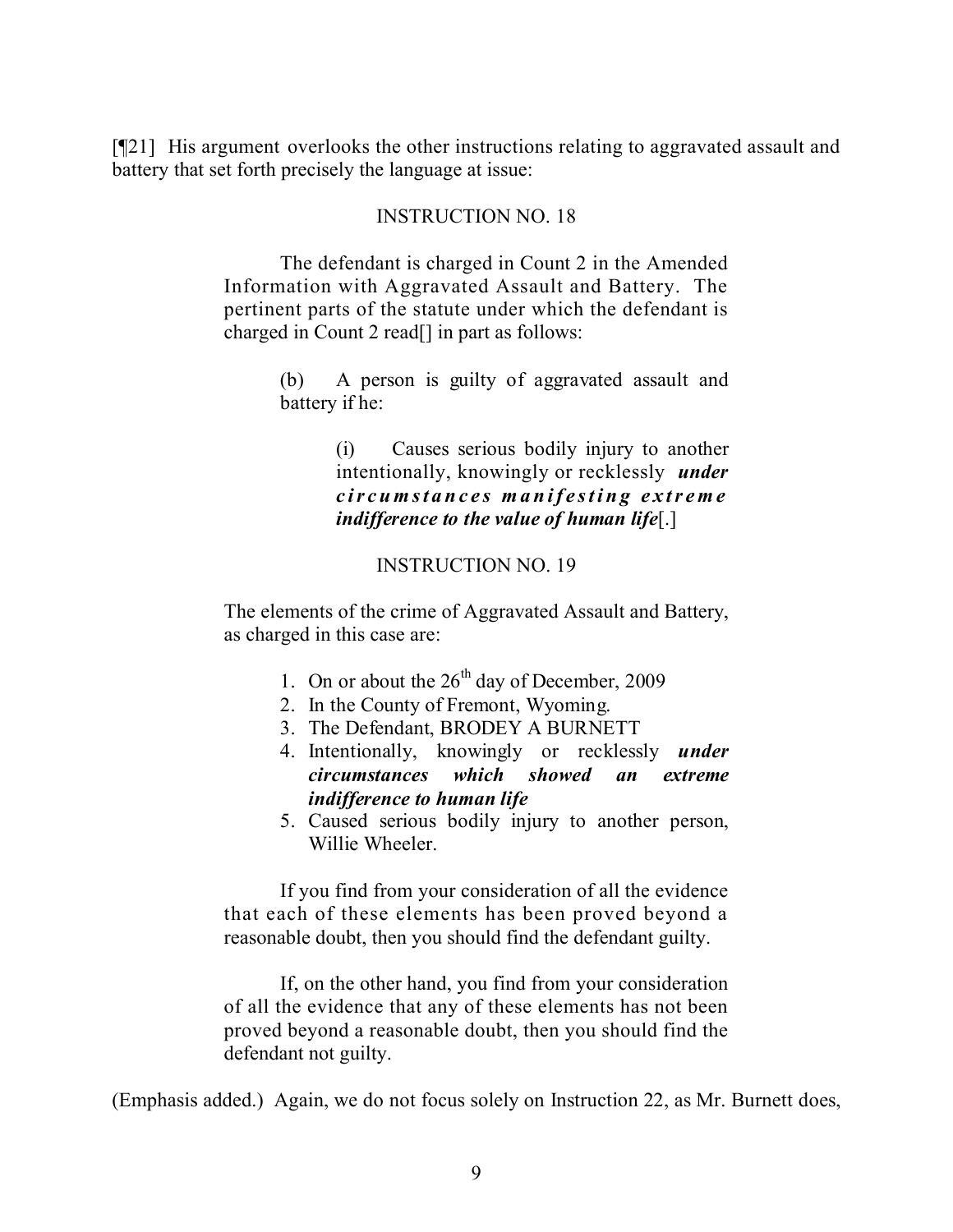[¶21] His argument overlooks the other instructions relating to aggravated assault and battery that set forth precisely the language at issue:

> INSTRUCTION NO. 18
>
> The defendant is charged in Count 2 in the Amended Information with Aggravated Assault and Battery. The pertinent parts of the statute under which the defendant is charged in Count 2 read[] in part as follows:
>
> > (b) A person is guilty of aggravated assault and battery if he:
> >
> > > (i) Causes serious bodily injury to another intentionally, knowingly or recklessly ***under circumstances manifesting extreme indifference to the value of human life***[.]
>
> INSTRUCTION NO. 19
>
> The elements of the crime of Aggravated Assault and Battery, as charged in this case are:
>
> 1. On or about the 26th day of December, 2009
> 2. In the County of Fremont, Wyoming.
> 3. The Defendant, BRODEY A BURNETT
> 4. Intentionally, knowingly or recklessly ***under circumstances which showed an extreme indifference to human life***
> 5. Caused serious bodily injury to another person, Willie Wheeler.
>
> If you find from your consideration of all the evidence that each of these elements has been proved beyond a reasonable doubt, then you should find the defendant guilty.
>
> If, on the other hand, you find from your consideration of all the evidence that any of these elements has not been proved beyond a reasonable doubt, then you should find the defendant not guilty.

(Emphasis added.) Again, we do not focus solely on Instruction 22, as Mr. Burnett does,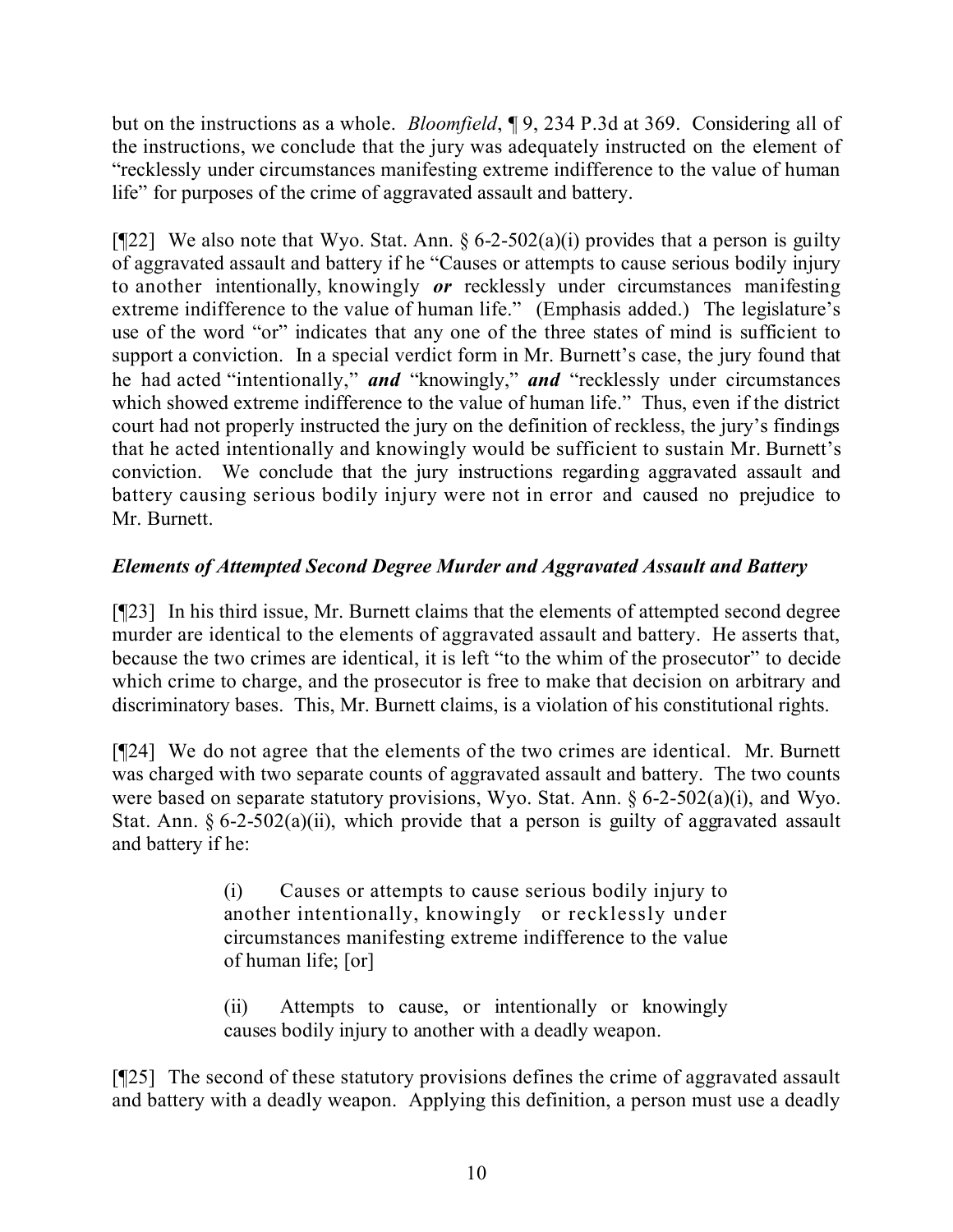but on the instructions as a whole. *Bloomfield*, ¶ 9, 234 P.3d at 369. Considering all of the instructions, we conclude that the jury was adequately instructed on the element of "recklessly under circumstances manifesting extreme indifference to the value of human life" for purposes of the crime of aggravated assault and battery.

[¶22] We also note that Wyo. Stat. Ann. § 6-2-502(a)(i) provides that a person is guilty of aggravated assault and battery if he "Causes or attempts to cause serious bodily injury to another intentionally, knowingly ***or*** recklessly under circumstances manifesting extreme indifference to the value of human life." (Emphasis added.) The legislature's use of the word "or" indicates that any one of the three states of mind is sufficient to support a conviction. In a special verdict form in Mr. Burnett's case, the jury found that he had acted "intentionally," ***and*** "knowingly," ***and*** "recklessly under circumstances which showed extreme indifference to the value of human life." Thus, even if the district court had not properly instructed the jury on the definition of reckless, the jury's findings that he acted intentionally and knowingly would be sufficient to sustain Mr. Burnett's conviction. We conclude that the jury instructions regarding aggravated assault and battery causing serious bodily injury were not in error and caused no prejudice to Mr. Burnett.

### *Elements of Attempted Second Degree Murder and Aggravated Assault and Battery*

[¶23] In his third issue, Mr. Burnett claims that the elements of attempted second degree murder are identical to the elements of aggravated assault and battery. He asserts that, because the two crimes are identical, it is left "to the whim of the prosecutor" to decide which crime to charge, and the prosecutor is free to make that decision on arbitrary and discriminatory bases. This, Mr. Burnett claims, is a violation of his constitutional rights.

[¶24] We do not agree that the elements of the two crimes are identical. Mr. Burnett was charged with two separate counts of aggravated assault and battery. The two counts were based on separate statutory provisions, Wyo. Stat. Ann. § 6-2-502(a)(i), and Wyo. Stat. Ann. § 6-2-502(a)(ii), which provide that a person is guilty of aggravated assault and battery if he:

> (i) Causes or attempts to cause serious bodily injury to another intentionally, knowingly or recklessly under circumstances manifesting extreme indifference to the value of human life; [or]
>
> (ii) Attempts to cause, or intentionally or knowingly causes bodily injury to another with a deadly weapon.

[¶25] The second of these statutory provisions defines the crime of aggravated assault and battery with a deadly weapon. Applying this definition, a person must use a deadly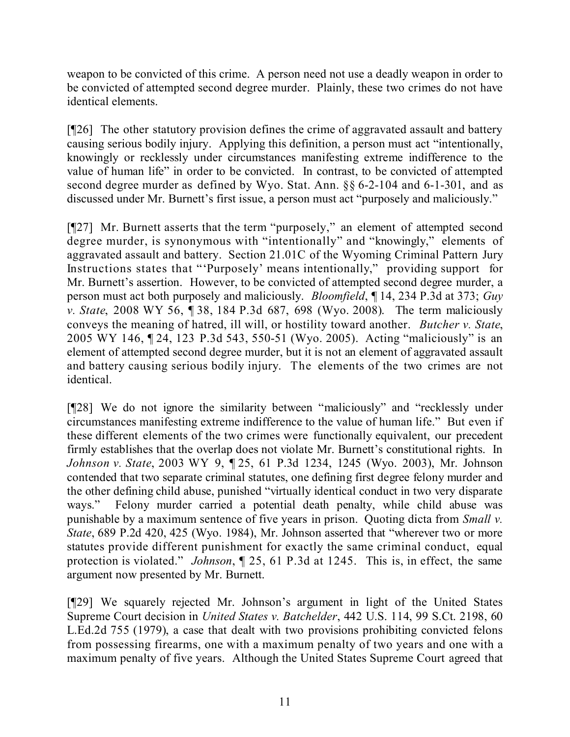weapon to be convicted of this crime. A person need not use a deadly weapon in order to be convicted of attempted second degree murder. Plainly, these two crimes do not have identical elements.

[¶26] The other statutory provision defines the crime of aggravated assault and battery causing serious bodily injury. Applying this definition, a person must act "intentionally, knowingly or recklessly under circumstances manifesting extreme indifference to the value of human life" in order to be convicted. In contrast, to be convicted of attempted second degree murder as defined by Wyo. Stat. Ann. §§ 6-2-104 and 6-1-301, and as discussed under Mr. Burnett's first issue, a person must act "purposely and maliciously."

[¶27] Mr. Burnett asserts that the term "purposely," an element of attempted second degree murder, is synonymous with "intentionally" and "knowingly," elements of aggravated assault and battery. Section 21.01C of the Wyoming Criminal Pattern Jury Instructions states that "'Purposely' means intentionally," providing support for Mr. Burnett's assertion. However, to be convicted of attempted second degree murder, a person must act both purposely and maliciously. *Bloomfield*, ¶ 14, 234 P.3d at 373; *Guy v. State*, 2008 WY 56, ¶ 38, 184 P.3d 687, 698 (Wyo. 2008). The term maliciously conveys the meaning of hatred, ill will, or hostility toward another. *Butcher v. State*, 2005 WY 146, ¶ 24, 123 P.3d 543, 550-51 (Wyo. 2005). Acting "maliciously" is an element of attempted second degree murder, but it is not an element of aggravated assault and battery causing serious bodily injury. The elements of the two crimes are not identical.

[¶28] We do not ignore the similarity between "maliciously" and "recklessly under circumstances manifesting extreme indifference to the value of human life." But even if these different elements of the two crimes were functionally equivalent, our precedent firmly establishes that the overlap does not violate Mr. Burnett's constitutional rights. In *Johnson v. State*, 2003 WY 9, ¶ 25, 61 P.3d 1234, 1245 (Wyo. 2003), Mr. Johnson contended that two separate criminal statutes, one defining first degree felony murder and the other defining child abuse, punished "virtually identical conduct in two very disparate ways." Felony murder carried a potential death penalty, while child abuse was punishable by a maximum sentence of five years in prison. Quoting dicta from *Small v. State*, 689 P.2d 420, 425 (Wyo. 1984), Mr. Johnson asserted that "wherever two or more statutes provide different punishment for exactly the same criminal conduct, equal protection is violated." *Johnson*, ¶ 25, 61 P.3d at 1245. This is, in effect, the same argument now presented by Mr. Burnett.

[¶29] We squarely rejected Mr. Johnson's argument in light of the United States Supreme Court decision in *United States v. Batchelder*, 442 U.S. 114, 99 S.Ct. 2198, 60 L.Ed.2d 755 (1979), a case that dealt with two provisions prohibiting convicted felons from possessing firearms, one with a maximum penalty of two years and one with a maximum penalty of five years. Although the United States Supreme Court agreed that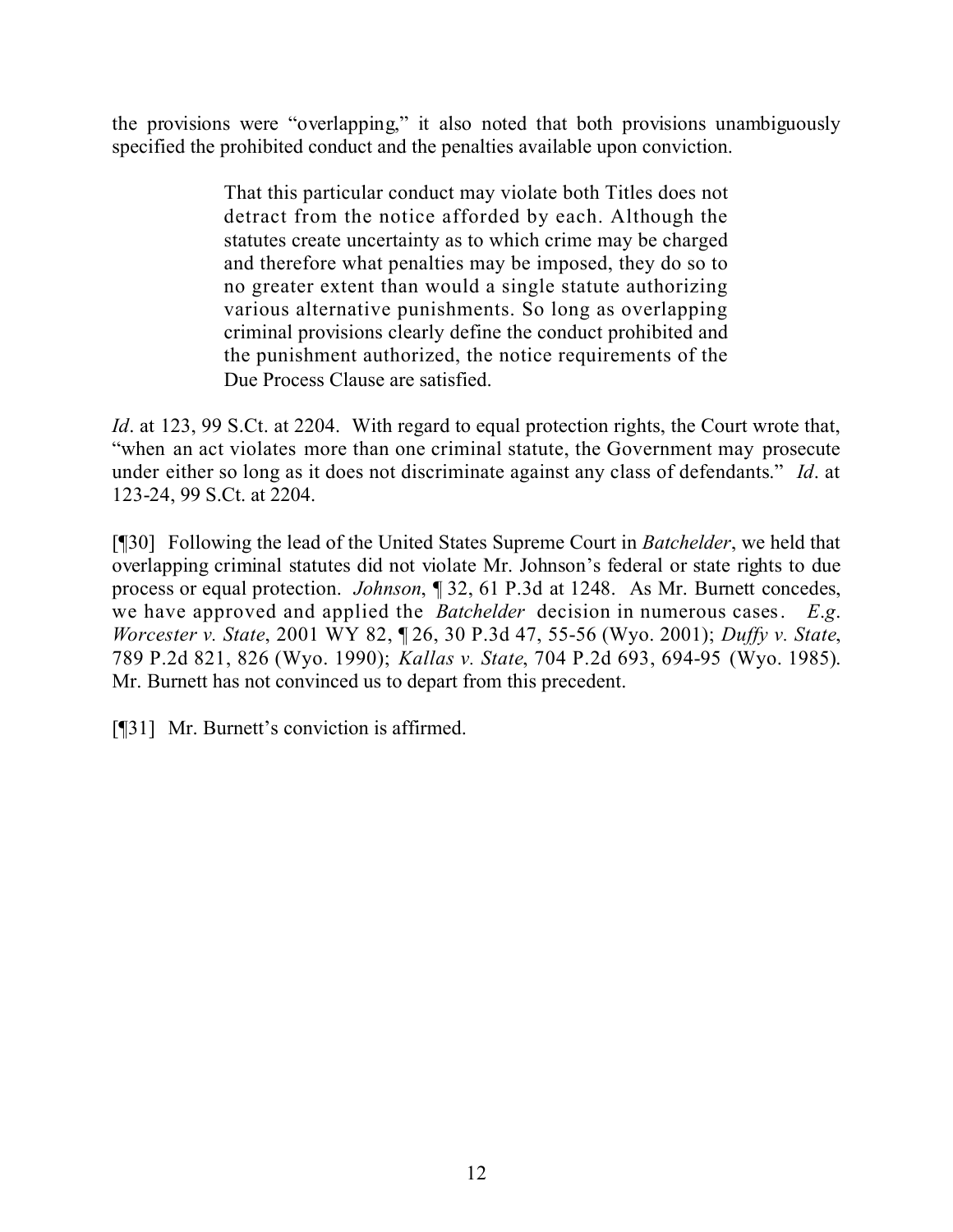the provisions were "overlapping," it also noted that both provisions unambiguously specified the prohibited conduct and the penalties available upon conviction.

> That this particular conduct may violate both Titles does not detract from the notice afforded by each. Although the statutes create uncertainty as to which crime may be charged and therefore what penalties may be imposed, they do so to no greater extent than would a single statute authorizing various alternative punishments. So long as overlapping criminal provisions clearly define the conduct prohibited and the punishment authorized, the notice requirements of the Due Process Clause are satisfied.

*Id*. at 123, 99 S.Ct. at 2204. With regard to equal protection rights, the Court wrote that, "when an act violates more than one criminal statute, the Government may prosecute under either so long as it does not discriminate against any class of defendants." *Id*. at 123-24, 99 S.Ct. at 2204.

[¶30] Following the lead of the United States Supreme Court in *Batchelder*, we held that overlapping criminal statutes did not violate Mr. Johnson's federal or state rights to due process or equal protection. *Johnson*, ¶ 32, 61 P.3d at 1248. As Mr. Burnett concedes, we have approved and applied the *Batchelder* decision in numerous cases. *E.g*. *Worcester v. State*, 2001 WY 82, ¶ 26, 30 P.3d 47, 55-56 (Wyo. 2001); *Duffy v. State*, 789 P.2d 821, 826 (Wyo. 1990); *Kallas v. State*, 704 P.2d 693, 694-95 (Wyo. 1985). Mr. Burnett has not convinced us to depart from this precedent.

[¶31] Mr. Burnett's conviction is affirmed.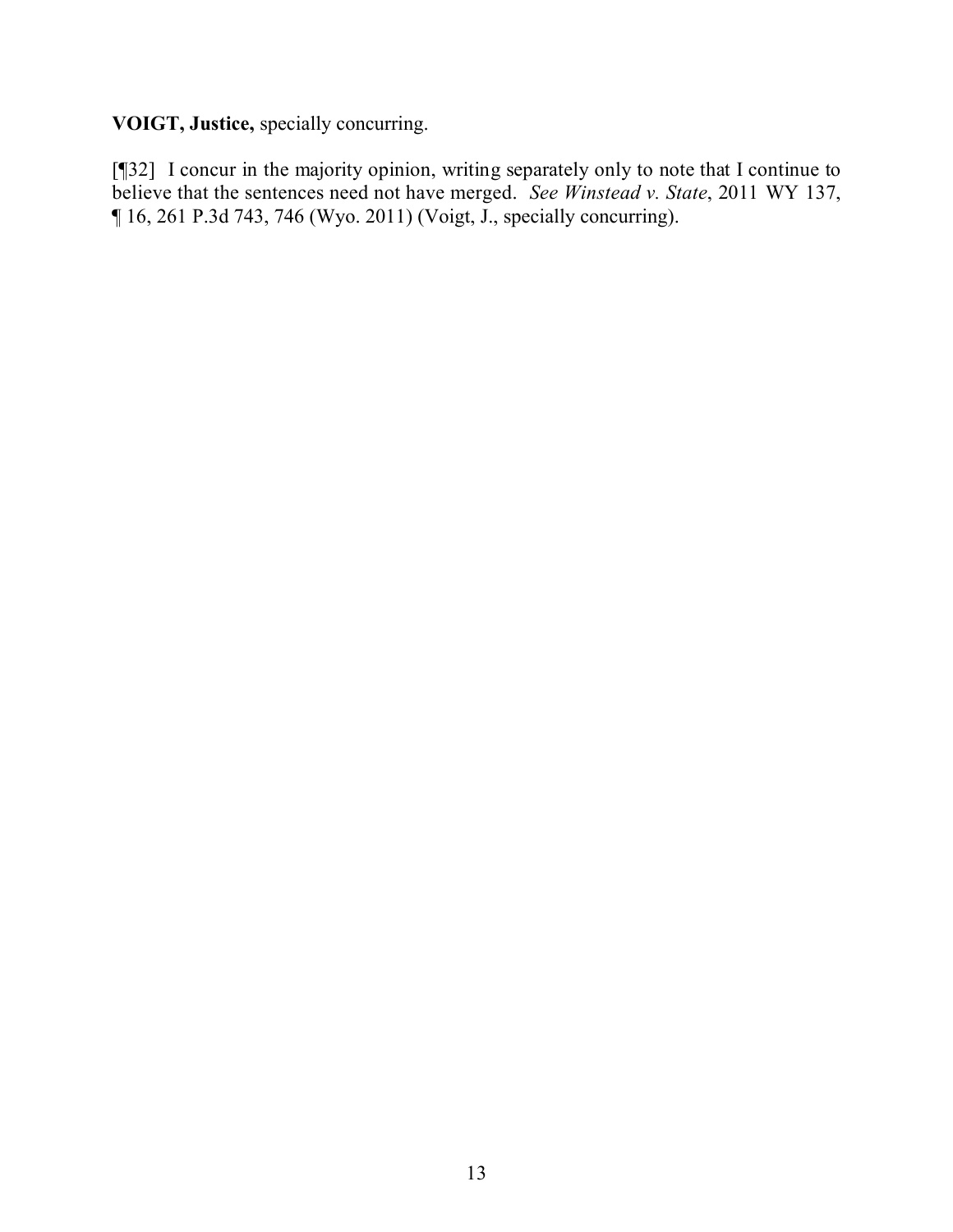**VOIGT, Justice,** specially concurring.

[¶32] I concur in the majority opinion, writing separately only to note that I continue to believe that the sentences need not have merged. *See Winstead v. State*, 2011 WY 137, ¶ 16, 261 P.3d 743, 746 (Wyo. 2011) (Voigt, J., specially concurring).